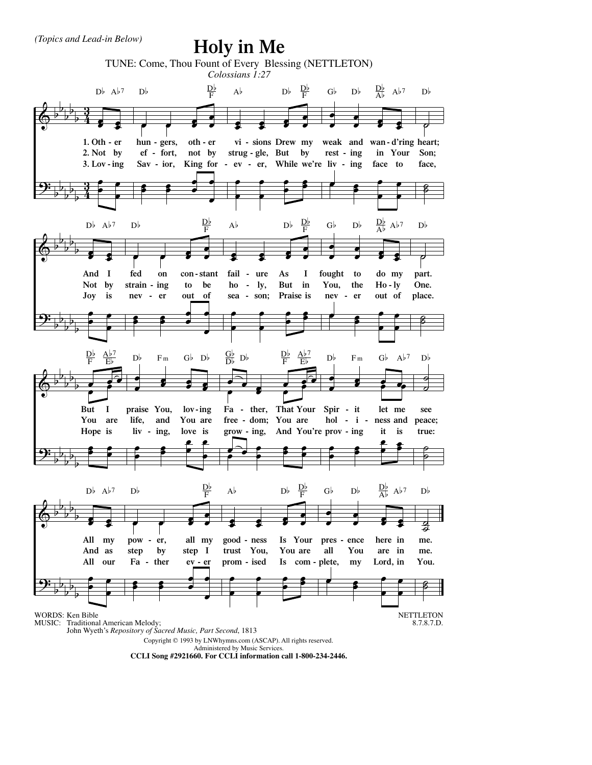*(Topics and Lead-in Below)*

# Holy in Me

TUNE: Come, Thou Fount of Every Blessing (NETTLETON)

*Colossians 1:27*

1. Other hungers, other visions Drew my weak and wand'ring heart;
And I fed on constant failure As I fought to do my part.
But I praise You, loving Father, That Your Spirit let me see
All my power, all my goodness Is Your presence here in me.

2. Not by effort, not by struggle, But by resting in Your Son;
Not by straining to be holy, But in You, the Holy One.
You are life, and You are freedom; You are holiness and peace;
And as step by step I trust You, You are all You are in me.

3. Loving Savior, King forever, While we're living face to face,
Joy is never out of season; Praise is never out of place.
Hope is living, love is growing, And You're proving it is true:
All our Father ever promised Is complete, my Lord, in You.

WORDS: Ken Bible
MUSIC: Traditional American Melody;
John Wyeth's *Repository of Sacred Music, Part Second*, 1813

NETTLETON
8.7.8.7.D.

Copyright © 1993 by LNWhymns.com (ASCAP). All rights reserved.
Administered by Music Services.
**CCLI Song #2921660. For CCLI information call 1-800-234-2446.**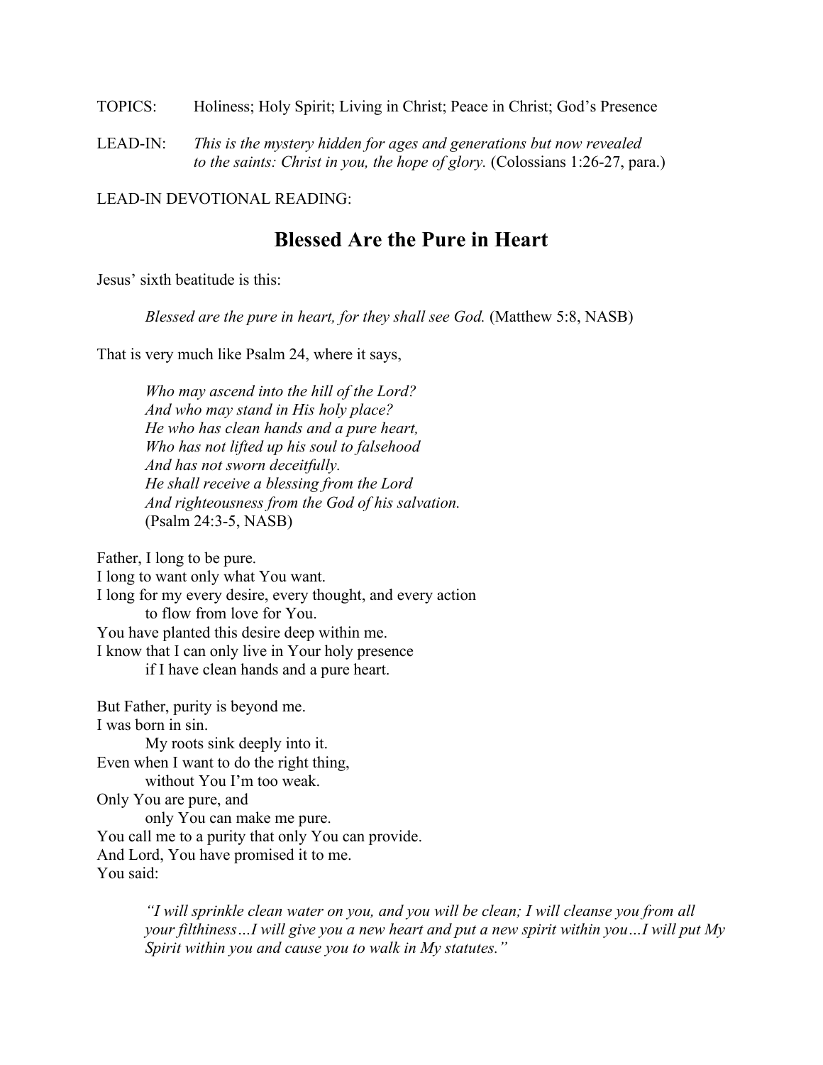TOPICS: Holiness; Holy Spirit; Living in Christ; Peace in Christ; God's Presence

LEAD-IN: *This is the mystery hidden for ages and generations but now revealed to the saints: Christ in you, the hope of glory.* (Colossians 1:26-27, para.)

LEAD-IN DEVOTIONAL READING:

# Blessed Are the Pure in Heart

Jesus' sixth beatitude is this:

> *Blessed are the pure in heart, for they shall see God.* (Matthew 5:8, NASB)

That is very much like Psalm 24, where it says,

> *Who may ascend into the hill of the Lord?*
> *And who may stand in His holy place?*
> *He who has clean hands and a pure heart,*
> *Who has not lifted up his soul to falsehood*
> *And has not sworn deceitfully.*
> *He shall receive a blessing from the Lord*
> *And righteousness from the God of his salvation.*
> (Psalm 24:3-5, NASB)

Father, I long to be pure.
I long to want only what You want.
I long for my every desire, every thought, and every action
  to flow from love for You.
You have planted this desire deep within me.
I know that I can only live in Your holy presence
  if I have clean hands and a pure heart.

But Father, purity is beyond me.
I was born in sin.
  My roots sink deeply into it.
Even when I want to do the right thing,
  without You I'm too weak.
Only You are pure, and
  only You can make me pure.
You call me to a purity that only You can provide.
And Lord, You have promised it to me.
You said:

> *"I will sprinkle clean water on you, and you will be clean; I will cleanse you from all your filthiness…I will give you a new heart and put a new spirit within you…I will put My Spirit within you and cause you to walk in My statutes."*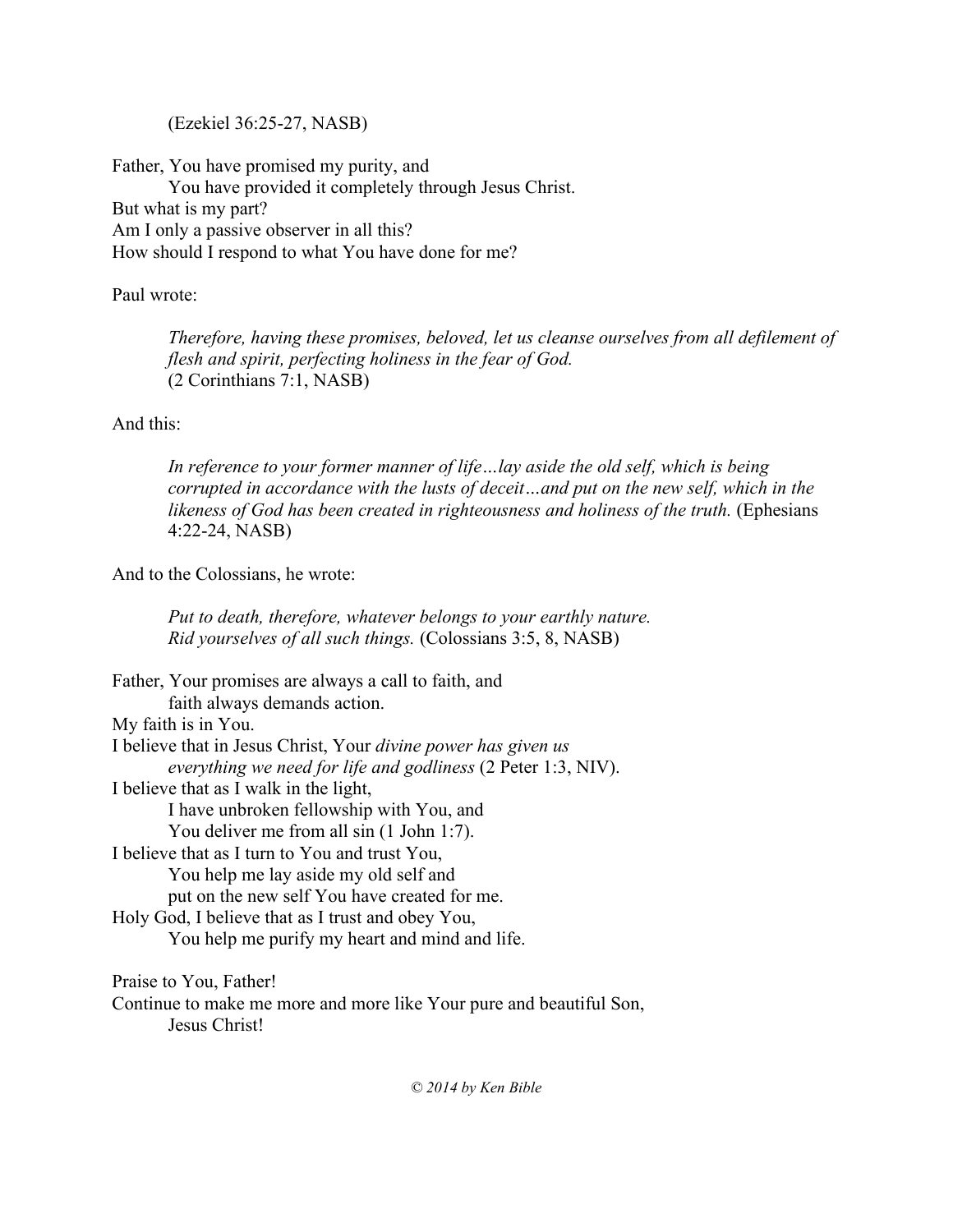(Ezekiel 36:25-27, NASB)

Father, You have promised my purity, and  
You have provided it completely through Jesus Christ.  
But what is my part?  
Am I only a passive observer in all this?  
How should I respond to what You have done for me?

Paul wrote:

> *Therefore, having these promises, beloved, let us cleanse ourselves from all defilement of flesh and spirit, perfecting holiness in the fear of God.*  
> (2 Corinthians 7:1, NASB)

And this:

> *In reference to your former manner of life…lay aside the old self, which is being corrupted in accordance with the lusts of deceit…and put on the new self, which in the likeness of God has been created in righteousness and holiness of the truth.* (Ephesians 4:22-24, NASB)

And to the Colossians, he wrote:

> *Put to death, therefore, whatever belongs to your earthly nature.*  
> *Rid yourselves of all such things.* (Colossians 3:5, 8, NASB)

Father, Your promises are always a call to faith, and  
faith always demands action.  
My faith is in You.  
I believe that in Jesus Christ, Your *divine power has given us everything we need for life and godliness* (2 Peter 1:3, NIV).  
I believe that as I walk in the light,  
I have unbroken fellowship with You, and  
You deliver me from all sin (1 John 1:7).  
I believe that as I turn to You and trust You,  
You help me lay aside my old self and  
put on the new self You have created for me.  
Holy God, I believe that as I trust and obey You,  
You help me purify my heart and mind and life.

Praise to You, Father!  
Continue to make me more and more like Your pure and beautiful Son,  
Jesus Christ!

*© 2014 by Ken Bible*